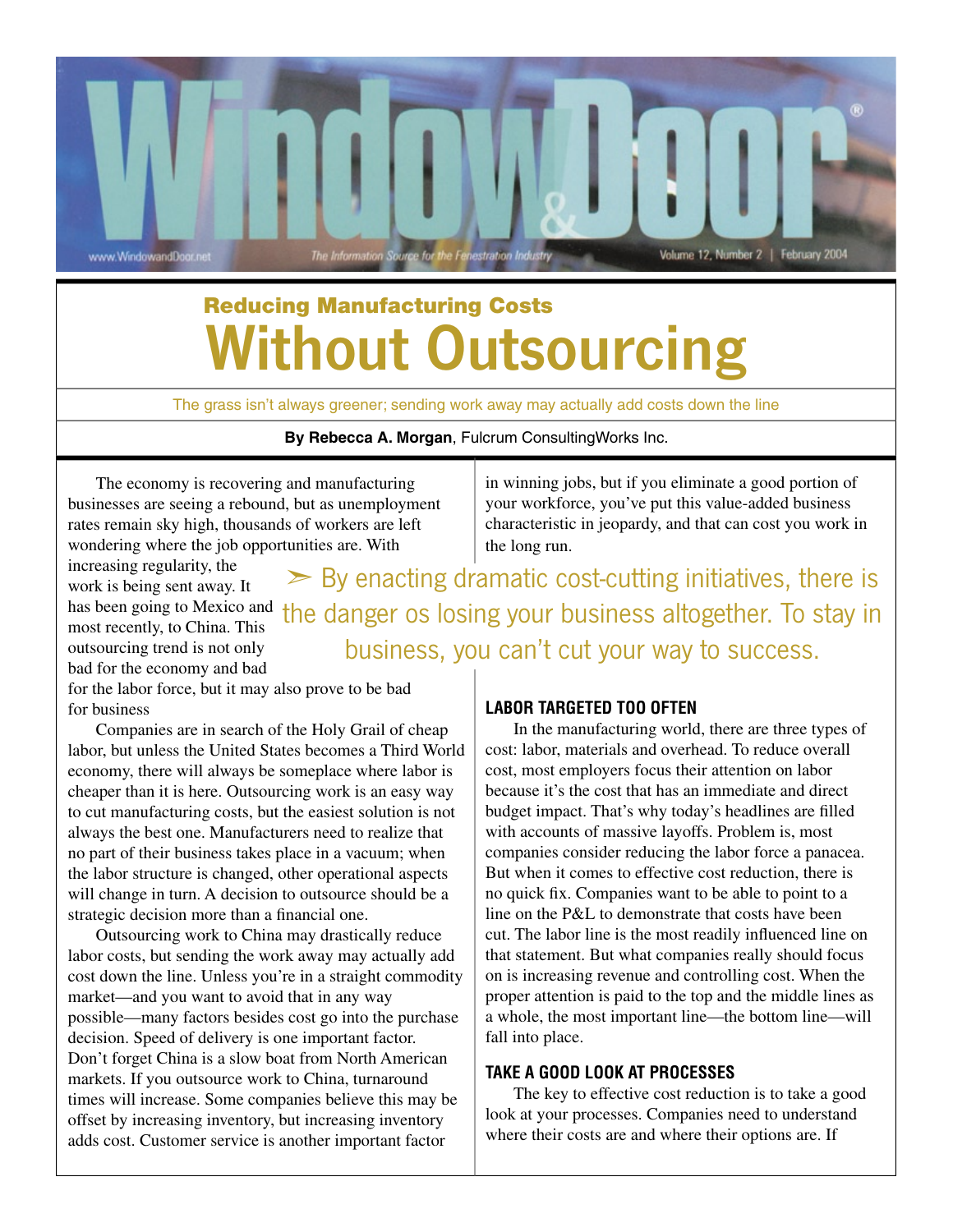Window & Door

www.WindowandDoor.net — The Information Source for the Fenestration Industry — Volume 12, Number 2 | February 2004

## Reducing Manufacturing Costs

# Without Outsourcing

The grass isn't always greener; sending work away may actually add costs down the line

**By Rebecca A. Morgan**, Fulcrum ConsultingWorks Inc.

The economy is recovering and manufacturing businesses are seeing a rebound, but as unemployment rates remain sky high, thousands of workers are left wondering where the job opportunities are. With increasing regularity, the work is being sent away. It has been going to Mexico and most recently, to China. This outsourcing trend is not only bad for the economy and bad for the labor force, but it may also prove to be bad for business

Companies are in search of the Holy Grail of cheap labor, but unless the United States becomes a Third World economy, there will always be someplace where labor is cheaper than it is here. Outsourcing work is an easy way to cut manufacturing costs, but the easiest solution is not always the best one. Manufacturers need to realize that no part of their business takes place in a vacuum; when the labor structure is changed, other operational aspects will change in turn. A decision to outsource should be a strategic decision more than a financial one.

Outsourcing work to China may drastically reduce labor costs, but sending the work away may actually add cost down the line. Unless you're in a straight commodity market—and you want to avoid that in any way possible—many factors besides cost go into the purchase decision. Speed of delivery is one important factor. Don't forget China is a slow boat from North American markets. If you outsource work to China, turnaround times will increase. Some companies believe this may be offset by increasing inventory, but increasing inventory adds cost. Customer service is another important factor in winning jobs, but if you eliminate a good portion of your workforce, you've put this value-added business characteristic in jeopardy, and that can cost you work in the long run.

> ➢ By enacting dramatic cost-cutting initiatives, there is the danger os losing your business altogether. To stay in business, you can't cut your way to success.

### LABOR TARGETED TOO OFTEN

In the manufacturing world, there are three types of cost: labor, materials and overhead. To reduce overall cost, most employers focus their attention on labor because it's the cost that has an immediate and direct budget impact. That's why today's headlines are filled with accounts of massive layoffs. Problem is, most companies consider reducing the labor force a panacea. But when it comes to effective cost reduction, there is no quick fix. Companies want to be able to point to a line on the P&L to demonstrate that costs have been cut. The labor line is the most readily influenced line on that statement. But what companies really should focus on is increasing revenue and controlling cost. When the proper attention is paid to the top and the middle lines as a whole, the most important line—the bottom line—will fall into place.

### TAKE A GOOD LOOK AT PROCESSES

The key to effective cost reduction is to take a good look at your processes. Companies need to understand where their costs are and where their options are. If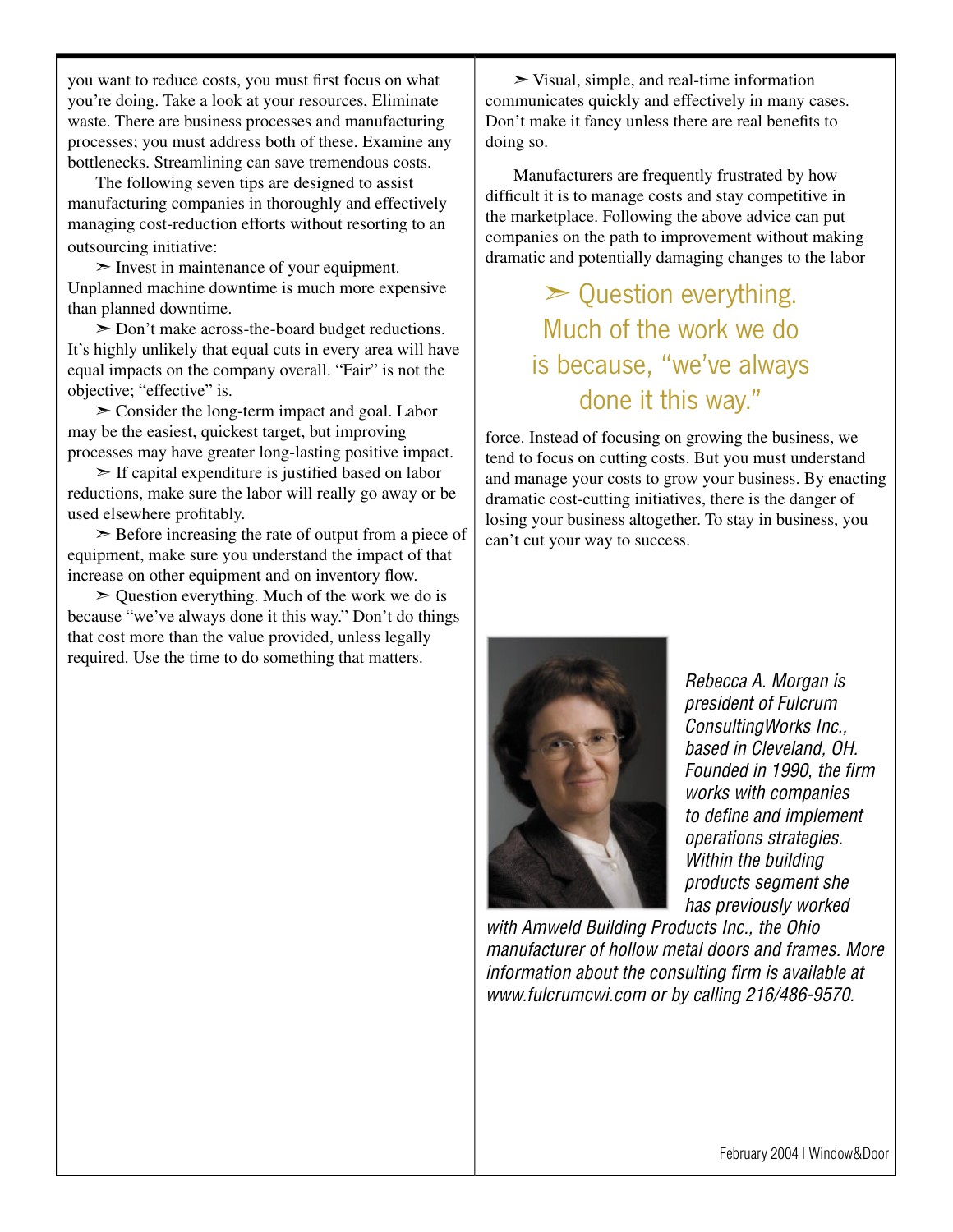you want to reduce costs, you must first focus on what you're doing. Take a look at your resources, Eliminate waste. There are business processes and manufacturing processes; you must address both of these. Examine any bottlenecks. Streamlining can save tremendous costs.

The following seven tips are designed to assist manufacturing companies in thoroughly and effectively managing cost-reduction efforts without resorting to an outsourcing initiative:

➢ Invest in maintenance of your equipment. Unplanned machine downtime is much more expensive than planned downtime.

➢ Don't make across-the-board budget reductions. It's highly unlikely that equal cuts in every area will have equal impacts on the company overall. "Fair" is not the objective; "effective" is.

➢ Consider the long-term impact and goal. Labor may be the easiest, quickest target, but improving processes may have greater long-lasting positive impact.

➢ If capital expenditure is justified based on labor reductions, make sure the labor will really go away or be used elsewhere profitably.

➢ Before increasing the rate of output from a piece of equipment, make sure you understand the impact of that increase on other equipment and on inventory flow.

➢ Question everything. Much of the work we do is because "we've always done it this way." Don't do things that cost more than the value provided, unless legally required. Use the time to do something that matters.

➢ Visual, simple, and real-time information communicates quickly and effectively in many cases. Don't make it fancy unless there are real benefits to doing so.

Manufacturers are frequently frustrated by how difficult it is to manage costs and stay competitive in the marketplace. Following the above advice can put companies on the path to improvement without making dramatic and potentially damaging changes to the labor force. Instead of focusing on growing the business, we tend to focus on cutting costs. But you must understand and manage your costs to grow your business. By enacting dramatic cost-cutting initiatives, there is the danger of losing your business altogether. To stay in business, you can't cut your way to success.

> ➢ Question everything. Much of the work we do is because, "we've always done it this way."

*Rebecca A. Morgan is president of Fulcrum ConsultingWorks Inc., based in Cleveland, OH. Founded in 1990, the firm works with companies to define and implement operations strategies. Within the building products segment she has previously worked with Amweld Building Products Inc., the Ohio manufacturer of hollow metal doors and frames. More information about the consulting firm is available at www.fulcrumcwi.com or by calling 216/486-9570.*